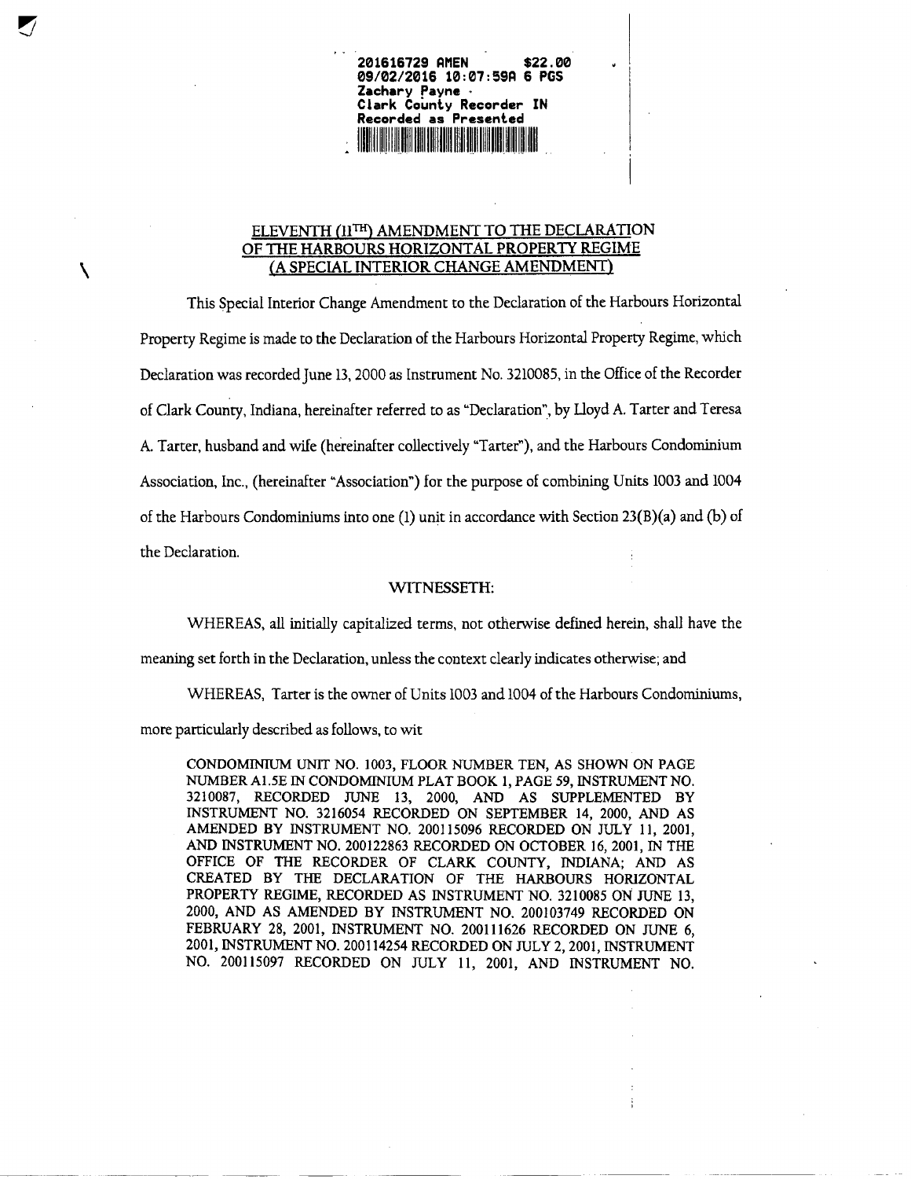201616729 AMEN $22.00
09/02/2016 10:07:59A 6 PGS
Zachary Payne
Clark County Recorder IN
Recorded as Presented

# ELEVENTH (11TH) AMENDMENT TO THE DECLARATION OF THE HARBOURS HORIZONTAL PROPERTY REGIME (A SPECIAL INTERIOR CHANGE AMENDMENT)

This Special Interior Change Amendment to the Declaration of the Harbours Horizontal Property Regime is made to the Declaration of the Harbours Horizontal Property Regime, which Declaration was recorded June 13, 2000 as Instrument No. 3210085, in the Office of the Recorder of Clark County, Indiana, hereinafter referred to as "Declaration", by Lloyd A. Tarter and Teresa A. Tarter, husband and wife (hereinafter collectively "Tarter"), and the Harbours Condominium Association, Inc., (hereinafter "Association") for the purpose of combining Units 1003 and 1004 of the Harbours Condominiums into one (1) unit in accordance with Section 23(B)(a) and (b) of the Declaration.

## WITNESSETH:

WHEREAS, all initially capitalized terms, not otherwise defined herein, shall have the meaning set forth in the Declaration, unless the context clearly indicates otherwise; and

WHEREAS, Tarter is the owner of Units 1003 and 1004 of the Harbours Condominiums, more particularly described as follows, to wit

CONDOMINIUM UNIT NO. 1003, FLOOR NUMBER TEN, AS SHOWN ON PAGE NUMBER A1.5E IN CONDOMINIUM PLAT BOOK 1, PAGE 59, INSTRUMENT NO. 3210087, RECORDED JUNE 13, 2000, AND AS SUPPLEMENTED BY INSTRUMENT NO. 3216054 RECORDED ON SEPTEMBER 14, 2000, AND AS AMENDED BY INSTRUMENT NO. 200115096 RECORDED ON JULY 11, 2001, AND INSTRUMENT NO. 200122863 RECORDED ON OCTOBER 16, 2001, IN THE OFFICE OF THE RECORDER OF CLARK COUNTY, INDIANA; AND AS CREATED BY THE DECLARATION OF THE HARBOURS HORIZONTAL PROPERTY REGIME, RECORDED AS INSTRUMENT NO. 3210085 ON JUNE 13, 2000, AND AS AMENDED BY INSTRUMENT NO. 200103749 RECORDED ON FEBRUARY 28, 2001, INSTRUMENT NO. 200111626 RECORDED ON JUNE 6, 2001, INSTRUMENT NO. 200114254 RECORDED ON JULY 2, 2001, INSTRUMENT NO. 200115097 RECORDED ON JULY 11, 2001, AND INSTRUMENT NO.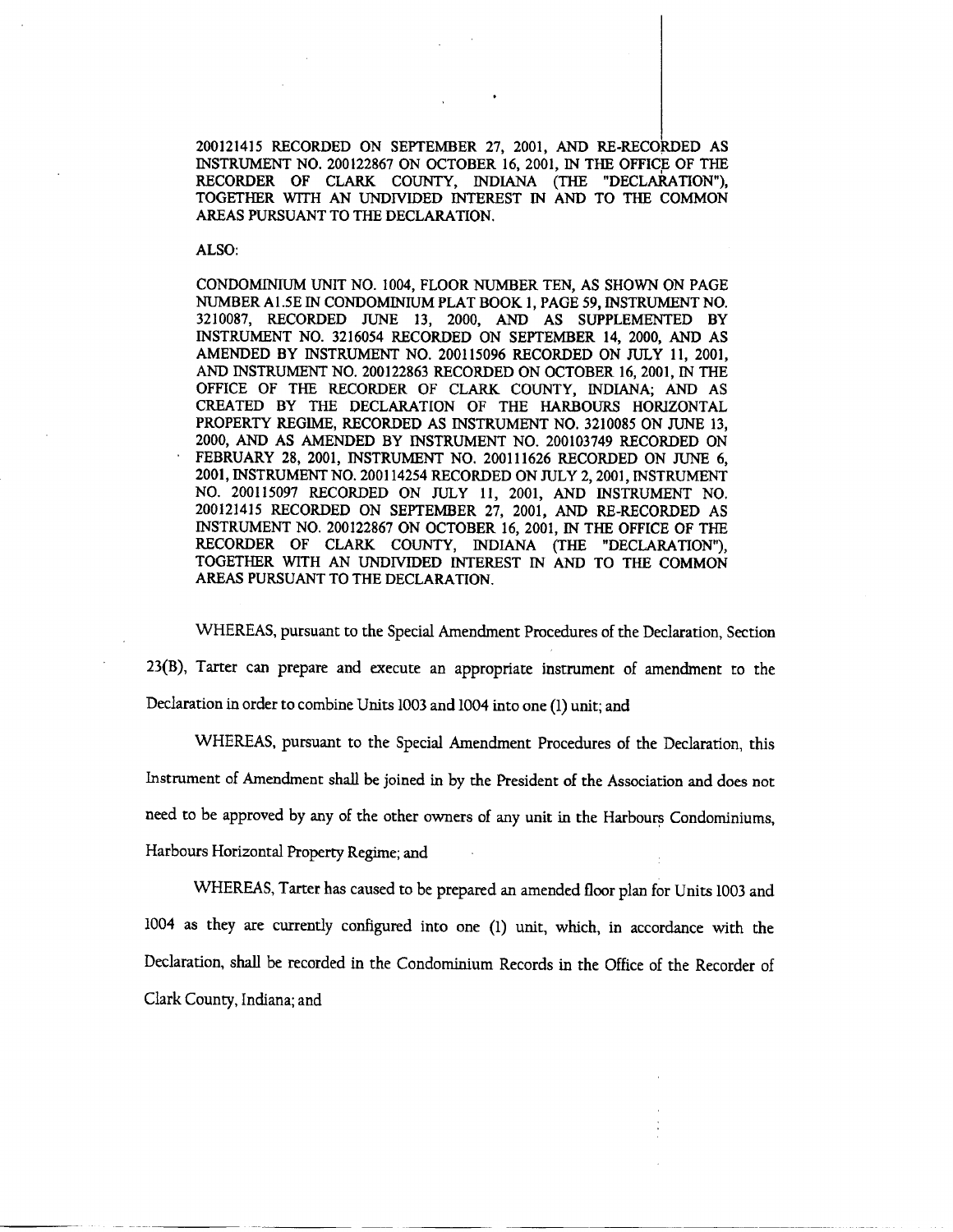200121415 RECORDED ON SEPTEMBER 27, 2001, AND RE-RECORDED AS INSTRUMENT NO. 200122867 ON OCTOBER 16, 2001, IN THE OFFICE OF THE RECORDER OF CLARK COUNTY, INDIANA (THE "DECLARATION"), TOGETHER WITH AN UNDIVIDED INTEREST IN AND TO THE COMMON AREAS PURSUANT TO THE DECLARATION.

ALSO:

CONDOMINIUM UNIT NO. 1004, FLOOR NUMBER TEN, AS SHOWN ON PAGE NUMBER A1.5E IN CONDOMINIUM PLAT BOOK 1, PAGE 59, INSTRUMENT NO. 3210087, RECORDED JUNE 13, 2000, AND AS SUPPLEMENTED BY INSTRUMENT NO. 3216054 RECORDED ON SEPTEMBER 14, 2000, AND AS AMENDED BY INSTRUMENT NO. 200115096 RECORDED ON JULY 11, 2001, AND INSTRUMENT NO. 200122863 RECORDED ON OCTOBER 16, 2001, IN THE OFFICE OF THE RECORDER OF CLARK COUNTY, INDIANA; AND AS CREATED BY THE DECLARATION OF THE HARBOURS HORIZONTAL PROPERTY REGIME, RECORDED AS INSTRUMENT NO. 3210085 ON JUNE 13, 2000, AND AS AMENDED BY INSTRUMENT NO. 200103749 RECORDED ON FEBRUARY 28, 2001, INSTRUMENT NO. 200111626 RECORDED ON JUNE 6, 2001, INSTRUMENT NO. 200114254 RECORDED ON JULY 2, 2001, INSTRUMENT NO. 200115097 RECORDED ON JULY 11, 2001, AND INSTRUMENT NO. 200121415 RECORDED ON SEPTEMBER 27, 2001, AND RE-RECORDED AS INSTRUMENT NO. 200122867 ON OCTOBER 16, 2001, IN THE OFFICE OF THE RECORDER OF CLARK COUNTY, INDIANA (THE "DECLARATION"), TOGETHER WITH AN UNDIVIDED INTEREST IN AND TO THE COMMON AREAS PURSUANT TO THE DECLARATION.

WHEREAS, pursuant to the Special Amendment Procedures of the Declaration, Section 23(B), Tarter can prepare and execute an appropriate instrument of amendment to the Declaration in order to combine Units 1003 and 1004 into one (1) unit; and

WHEREAS, pursuant to the Special Amendment Procedures of the Declaration, this Instrument of Amendment shall be joined in by the President of the Association and does not need to be approved by any of the other owners of any unit in the Harbours Condominiums, Harbours Horizontal Property Regime; and

WHEREAS, Tarter has caused to be prepared an amended floor plan for Units 1003 and 1004 as they are currently configured into one (1) unit, which, in accordance with the Declaration, shall be recorded in the Condominium Records in the Office of the Recorder of Clark County, Indiana; and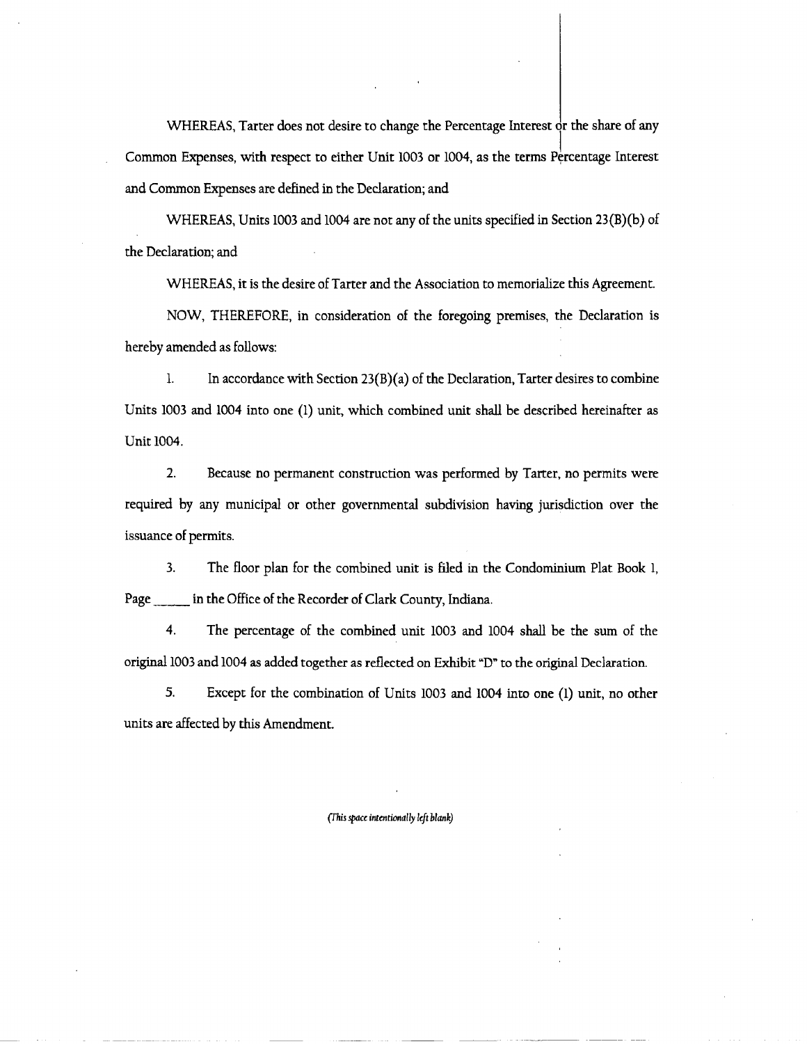WHEREAS, Tarter does not desire to change the Percentage Interest or the share of any Common Expenses, with respect to either Unit 1003 or 1004, as the terms Percentage Interest and Common Expenses are defined in the Declaration; and

WHEREAS, Units 1003 and 1004 are not any of the units specified in Section 23(B)(b) of the Declaration; and

WHEREAS, it is the desire of Tarter and the Association to memorialize this Agreement.

NOW, THEREFORE, in consideration of the foregoing premises, the Declaration is hereby amended as follows:

1. In accordance with Section 23(B)(a) of the Declaration, Tarter desires to combine Units 1003 and 1004 into one (1) unit, which combined unit shall be described hereinafter as Unit 1004.

2. Because no permanent construction was performed by Tarter, no permits were required by any municipal or other governmental subdivision having jurisdiction over the issuance of permits.

3. The floor plan for the combined unit is filed in the Condominium Plat Book 1, Page _____ in the Office of the Recorder of Clark County, Indiana.

4. The percentage of the combined unit 1003 and 1004 shall be the sum of the original 1003 and 1004 as added together as reflected on Exhibit "D" to the original Declaration.

5. Except for the combination of Units 1003 and 1004 into one (1) unit, no other units are affected by this Amendment.

*(This space intentionally left blank)*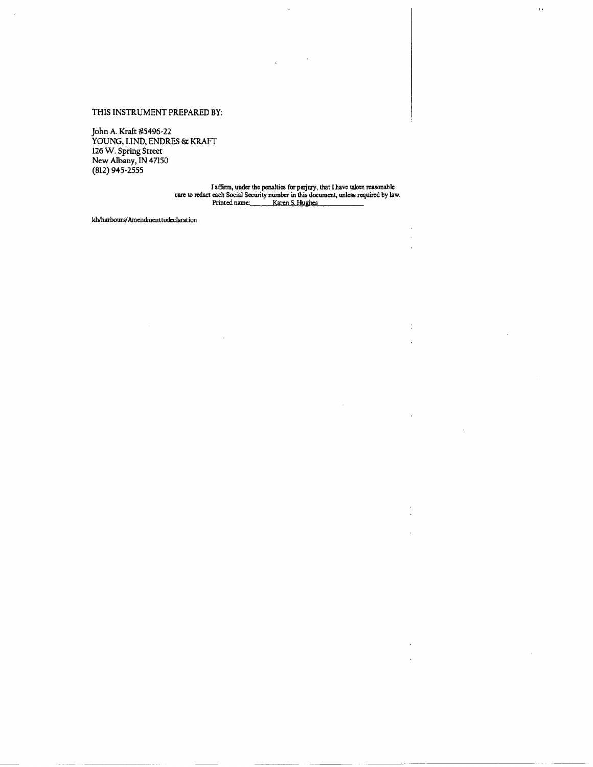THIS INSTRUMENT PREPARED BY:

John A. Kraft #5496-22
YOUNG, LIND, ENDRES & KRAFT
126 W. Spring Street
New Albany, IN 47150
(812) 945-2555

I affirm, under the penalties for perjury, that I have taken reasonable care to redact each Social Security number in this document, unless required by law.
Printed name: Karen S. Hughes

kh/harbours/Amendmenttodeclaration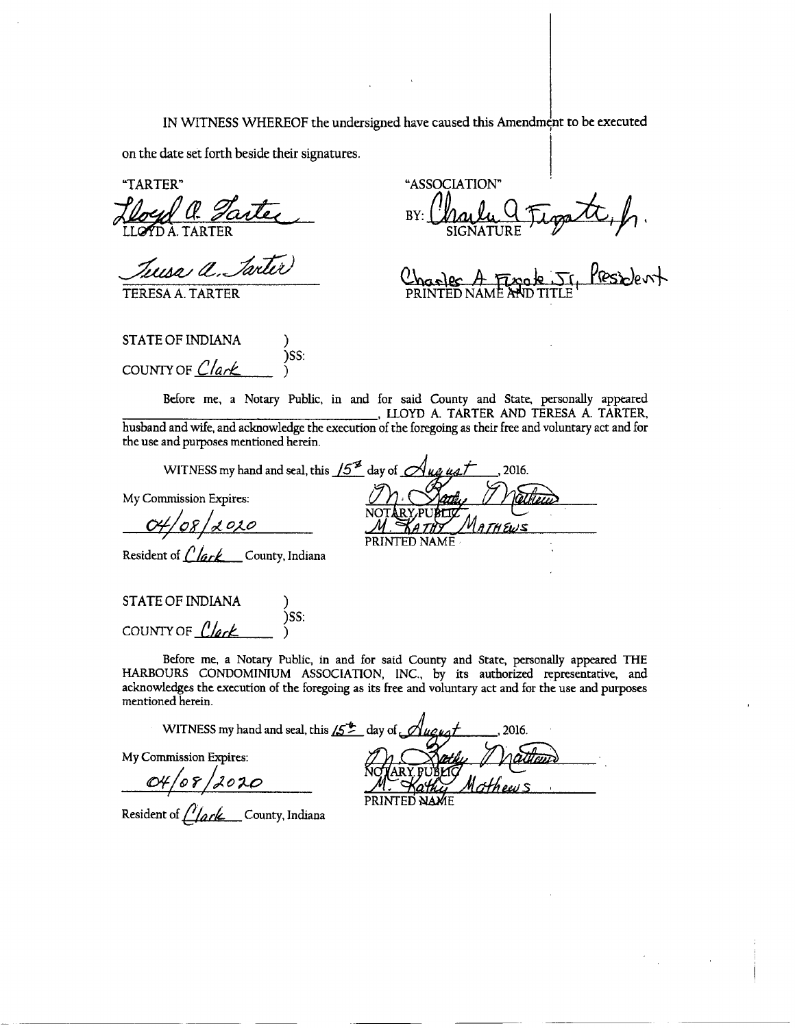IN WITNESS WHEREOF the undersigned have caused this Amendment to be executed on the date set forth beside their signatures.

| "TARTER" | "ASSOCIATION" |
| --- | --- |
| *Lloyd A. Tarter* | BY: *Charles A Fizpatrick, Jr.* |
| LLOYD A. TARTER | SIGNATURE |
| *Teresa A. Tarter* | *Charles A Fizpatrick Jr, President* |
| TERESA A. TARTER | PRINTED NAME AND TITLE |

STATE OF INDIANA )
)SS:
COUNTY OF *Clark* )

Before me, a Notary Public, in and for said County and State, personally appeared \_\_\_\_\_\_\_\_\_\_\_\_\_\_\_\_\_\_\_\_, LLOYD A. TARTER AND TERESA A. TARTER, husband and wife, and acknowledge the execution of the foregoing as their free and voluntary act and for the use and purposes mentioned herein.

WITNESS my hand and seal, this *15th* day of *August*, 2016.

My Commission Expires:

*04/08/2020*

Resident of *Clark* County, Indiana

*M. Kathy Mathews*
NOTARY PUBLIC
*M. KATHY MATHEWS*
PRINTED NAME

STATE OF INDIANA )
)SS:
COUNTY OF *Clark* )

Before me, a Notary Public, in and for said County and State, personally appeared THE HARBOURS CONDOMINIUM ASSOCIATION, INC., by its authorized representative, and acknowledges the execution of the foregoing as its free and voluntary act and for the use and purposes mentioned herein.

WITNESS my hand and seal, this *15th* day of *August*, 2016.

My Commission Expires:

*04/08/2020*

Resident of *Clark* County, Indiana

*M. Kathy Mathews*
NOTARY PUBLIC
*M. Kathy Mathews*
PRINTED NAME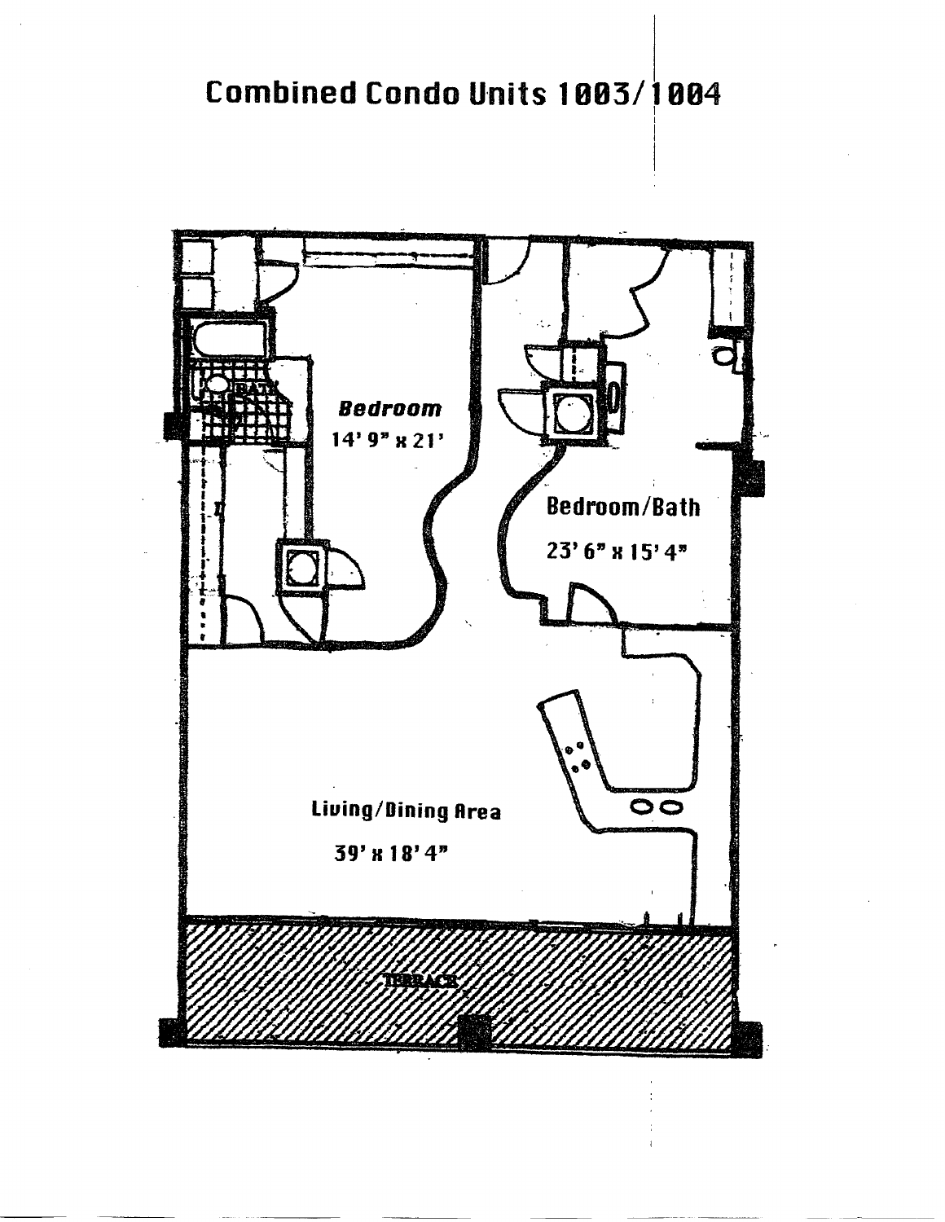# Combined Condo Units 1003/1004

**Bedroom**
14' 9" x 21'

BATH

Bedroom/Bath
23' 6" x 15' 4"

Living/Dining Area
39' x 18' 4"

TERRACE